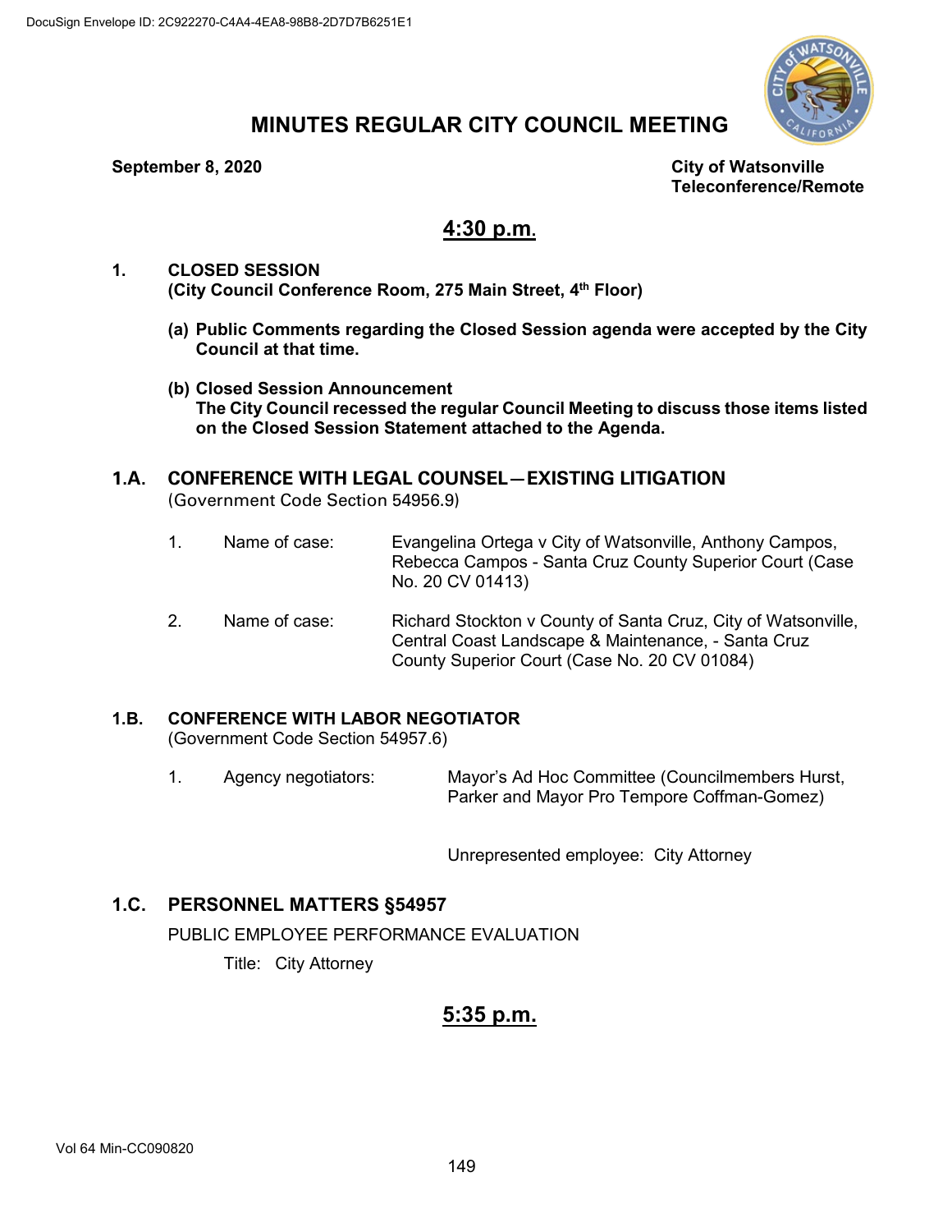DocuSign Envelope ID: 2C922270-C4A4-4EA8-98B8-2D7D7B6251E1

# MINUTES REGULAR CITY COUNCIL MEETING

**September 8, 2020**

**City of Watsonville**
**Teleconference/Remote**

## 4:30 p.m.

**1. CLOSED SESSION**
**(City Council Conference Room, 275 Main Street, 4th Floor)**

**(a) Public Comments regarding the Closed Session agenda were accepted by the City Council at that time.**

**(b) Closed Session Announcement**
**The City Council recessed the regular Council Meeting to discuss those items listed on the Closed Session Statement attached to the Agenda.**

### 1.A. CONFERENCE WITH LEGAL COUNSEL—EXISTING LITIGATION

(Government Code Section 54956.9)

1. Name of case: Evangelina Ortega v City of Watsonville, Anthony Campos, Rebecca Campos - Santa Cruz County Superior Court (Case No. 20 CV 01413)

2. Name of case: Richard Stockton v County of Santa Cruz, City of Watsonville, Central Coast Landscape & Maintenance, - Santa Cruz County Superior Court (Case No. 20 CV 01084)

### 1.B. CONFERENCE WITH LABOR NEGOTIATOR

(Government Code Section 54957.6)

1. Agency negotiators: Mayor's Ad Hoc Committee (Councilmembers Hurst, Parker and Mayor Pro Tempore Coffman-Gomez)

   Unrepresented employee: City Attorney

### 1.C. PERSONNEL MATTERS §54957

PUBLIC EMPLOYEE PERFORMANCE EVALUATION

Title: City Attorney

## 5:35 p.m.

Vol 64 Min-CC090820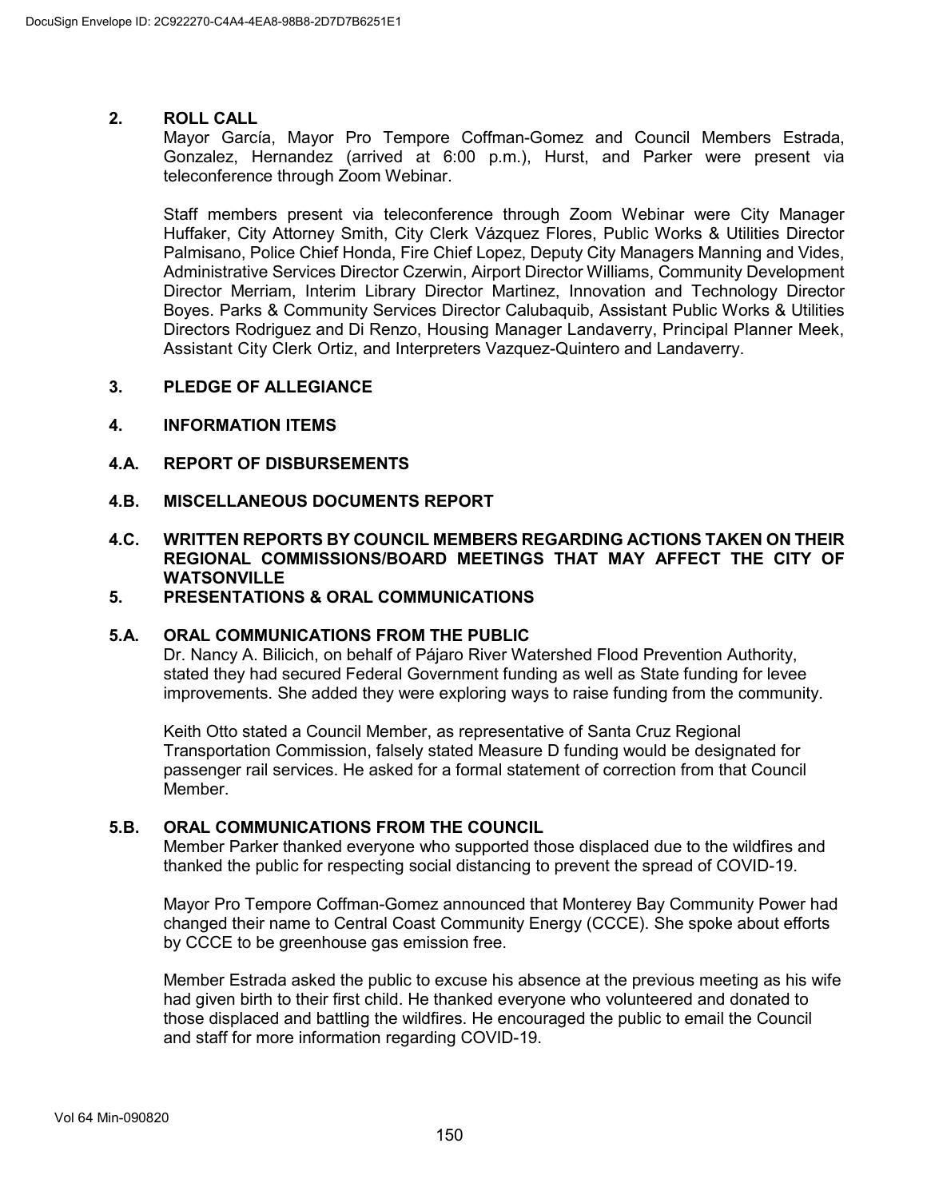## 2. ROLL CALL

Mayor García, Mayor Pro Tempore Coffman-Gomez and Council Members Estrada, Gonzalez, Hernandez (arrived at 6:00 p.m.), Hurst, and Parker were present via teleconference through Zoom Webinar.

Staff members present via teleconference through Zoom Webinar were City Manager Huffaker, City Attorney Smith, City Clerk Vázquez Flores, Public Works & Utilities Director Palmisano, Police Chief Honda, Fire Chief Lopez, Deputy City Managers Manning and Vides, Administrative Services Director Czerwin, Airport Director Williams, Community Development Director Merriam, Interim Library Director Martinez, Innovation and Technology Director Boyes. Parks & Community Services Director Calubaquib, Assistant Public Works & Utilities Directors Rodriguez and Di Renzo, Housing Manager Landaverry, Principal Planner Meek, Assistant City Clerk Ortiz, and Interpreters Vazquez-Quintero and Landaverry.

## 3. PLEDGE OF ALLEGIANCE

## 4. INFORMATION ITEMS

### 4.A. REPORT OF DISBURSEMENTS

### 4.B. MISCELLANEOUS DOCUMENTS REPORT

### 4.C. WRITTEN REPORTS BY COUNCIL MEMBERS REGARDING ACTIONS TAKEN ON THEIR REGIONAL COMMISSIONS/BOARD MEETINGS THAT MAY AFFECT THE CITY OF WATSONVILLE

## 5. PRESENTATIONS & ORAL COMMUNICATIONS

### 5.A. ORAL COMMUNICATIONS FROM THE PUBLIC

Dr. Nancy A. Bilicich, on behalf of Pájaro River Watershed Flood Prevention Authority, stated they had secured Federal Government funding as well as State funding for levee improvements. She added they were exploring ways to raise funding from the community.

Keith Otto stated a Council Member, as representative of Santa Cruz Regional Transportation Commission, falsely stated Measure D funding would be designated for passenger rail services. He asked for a formal statement of correction from that Council Member.

### 5.B. ORAL COMMUNICATIONS FROM THE COUNCIL

Member Parker thanked everyone who supported those displaced due to the wildfires and thanked the public for respecting social distancing to prevent the spread of COVID-19.

Mayor Pro Tempore Coffman-Gomez announced that Monterey Bay Community Power had changed their name to Central Coast Community Energy (CCCE). She spoke about efforts by CCCE to be greenhouse gas emission free.

Member Estrada asked the public to excuse his absence at the previous meeting as his wife had given birth to their first child. He thanked everyone who volunteered and donated to those displaced and battling the wildfires. He encouraged the public to email the Council and staff for more information regarding COVID-19.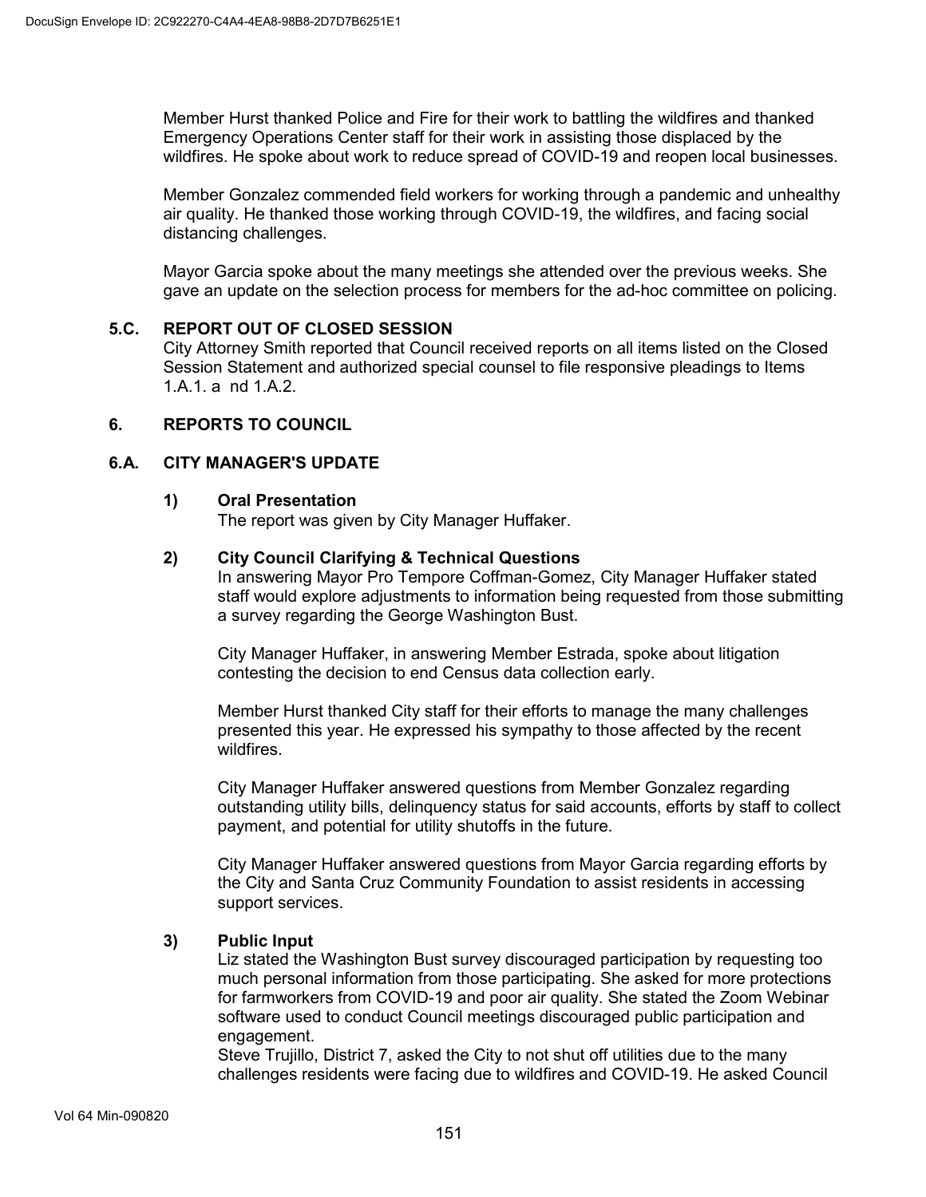Member Hurst thanked Police and Fire for their work to battling the wildfires and thanked Emergency Operations Center staff for their work in assisting those displaced by the wildfires. He spoke about work to reduce spread of COVID-19 and reopen local businesses.

Member Gonzalez commended field workers for working through a pandemic and unhealthy air quality. He thanked those working through COVID-19, the wildfires, and facing social distancing challenges.

Mayor Garcia spoke about the many meetings she attended over the previous weeks. She gave an update on the selection process for members for the ad-hoc committee on policing.

### 5.C. REPORT OUT OF CLOSED SESSION

City Attorney Smith reported that Council received reports on all items listed on the Closed Session Statement and authorized special counsel to file responsive pleadings to Items 1.A.1. a nd 1.A.2.

## 6. REPORTS TO COUNCIL

### 6.A. CITY MANAGER'S UPDATE

**1) Oral Presentation**

The report was given by City Manager Huffaker.

**2) City Council Clarifying & Technical Questions**

In answering Mayor Pro Tempore Coffman-Gomez, City Manager Huffaker stated staff would explore adjustments to information being requested from those submitting a survey regarding the George Washington Bust.

City Manager Huffaker, in answering Member Estrada, spoke about litigation contesting the decision to end Census data collection early.

Member Hurst thanked City staff for their efforts to manage the many challenges presented this year. He expressed his sympathy to those affected by the recent wildfires.

City Manager Huffaker answered questions from Member Gonzalez regarding outstanding utility bills, delinquency status for said accounts, efforts by staff to collect payment, and potential for utility shutoffs in the future.

City Manager Huffaker answered questions from Mayor Garcia regarding efforts by the City and Santa Cruz Community Foundation to assist residents in accessing support services.

**3) Public Input**

Liz stated the Washington Bust survey discouraged participation by requesting too much personal information from those participating. She asked for more protections for farmworkers from COVID-19 and poor air quality. She stated the Zoom Webinar software used to conduct Council meetings discouraged public participation and engagement.

Steve Trujillo, District 7, asked the City to not shut off utilities due to the many challenges residents were facing due to wildfires and COVID-19. He asked Council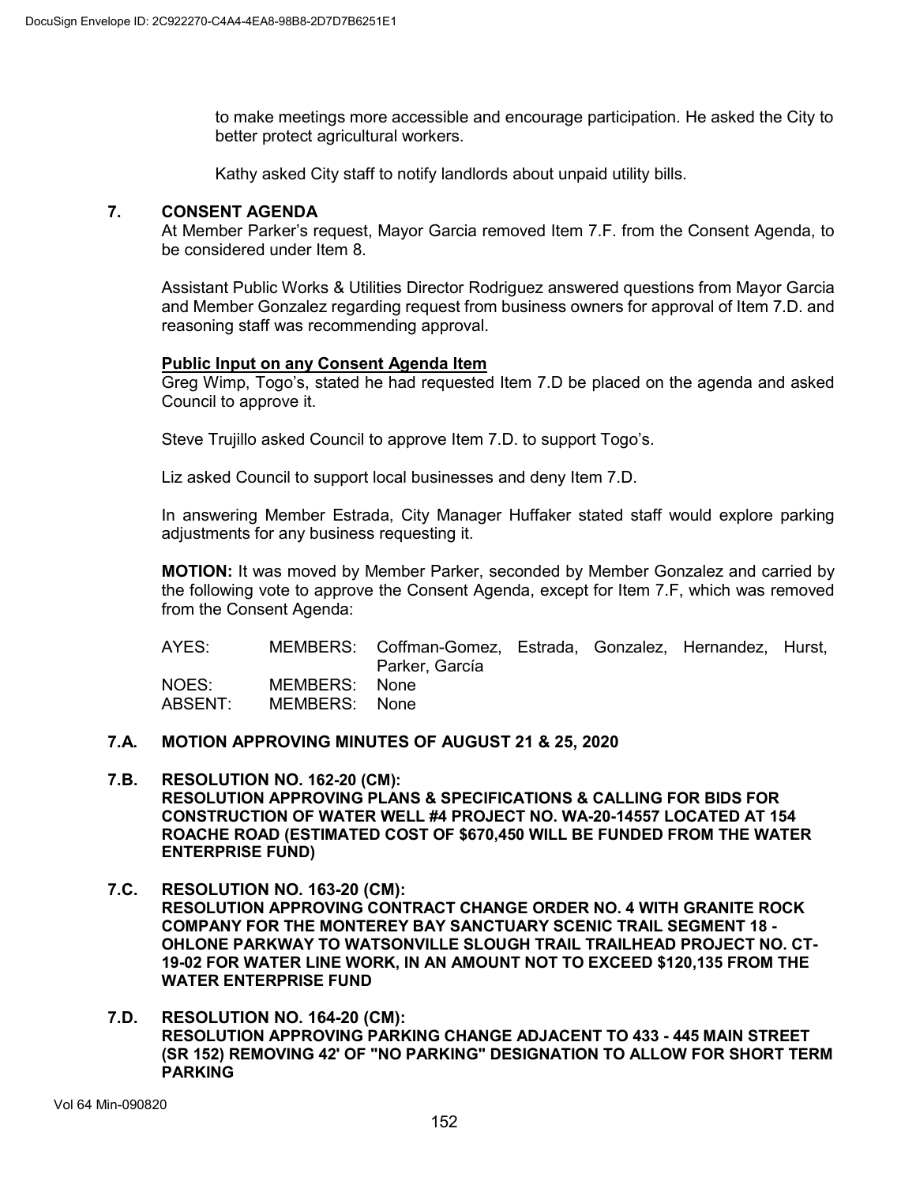to make meetings more accessible and encourage participation. He asked the City to better protect agricultural workers.

Kathy asked City staff to notify landlords about unpaid utility bills.

## 7. CONSENT AGENDA

At Member Parker's request, Mayor Garcia removed Item 7.F. from the Consent Agenda, to be considered under Item 8.

Assistant Public Works & Utilities Director Rodriguez answered questions from Mayor Garcia and Member Gonzalez regarding request from business owners for approval of Item 7.D. and reasoning staff was recommending approval.

**Public Input on any Consent Agenda Item**

Greg Wimp, Togo's, stated he had requested Item 7.D be placed on the agenda and asked Council to approve it.

Steve Trujillo asked Council to approve Item 7.D. to support Togo's.

Liz asked Council to support local businesses and deny Item 7.D.

In answering Member Estrada, City Manager Huffaker stated staff would explore parking adjustments for any business requesting it.

**MOTION:** It was moved by Member Parker, seconded by Member Gonzalez and carried by the following vote to approve the Consent Agenda, except for Item 7.F, which was removed from the Consent Agenda:

| | | |
|---|---|---|
| AYES: | MEMBERS: | Coffman-Gomez, Estrada, Gonzalez, Hernandez, Hurst, Parker, García |
| NOES: | MEMBERS: | None |
| ABSENT: | MEMBERS: | None |

### 7.A. MOTION APPROVING MINUTES OF AUGUST 21 & 25, 2020

### 7.B. RESOLUTION NO. 162-20 (CM): RESOLUTION APPROVING PLANS & SPECIFICATIONS & CALLING FOR BIDS FOR CONSTRUCTION OF WATER WELL #4 PROJECT NO. WA-20-14557 LOCATED AT 154 ROACHE ROAD (ESTIMATED COST OF $670,450 WILL BE FUNDED FROM THE WATER ENTERPRISE FUND)

### 7.C. RESOLUTION NO. 163-20 (CM): RESOLUTION APPROVING CONTRACT CHANGE ORDER NO. 4 WITH GRANITE ROCK COMPANY FOR THE MONTEREY BAY SANCTUARY SCENIC TRAIL SEGMENT 18 - OHLONE PARKWAY TO WATSONVILLE SLOUGH TRAIL TRAILHEAD PROJECT NO. CT-19-02 FOR WATER LINE WORK, IN AN AMOUNT NOT TO EXCEED $120,135 FROM THE WATER ENTERPRISE FUND

### 7.D. RESOLUTION NO. 164-20 (CM): RESOLUTION APPROVING PARKING CHANGE ADJACENT TO 433 - 445 MAIN STREET (SR 152) REMOVING 42' OF "NO PARKING" DESIGNATION TO ALLOW FOR SHORT TERM PARKING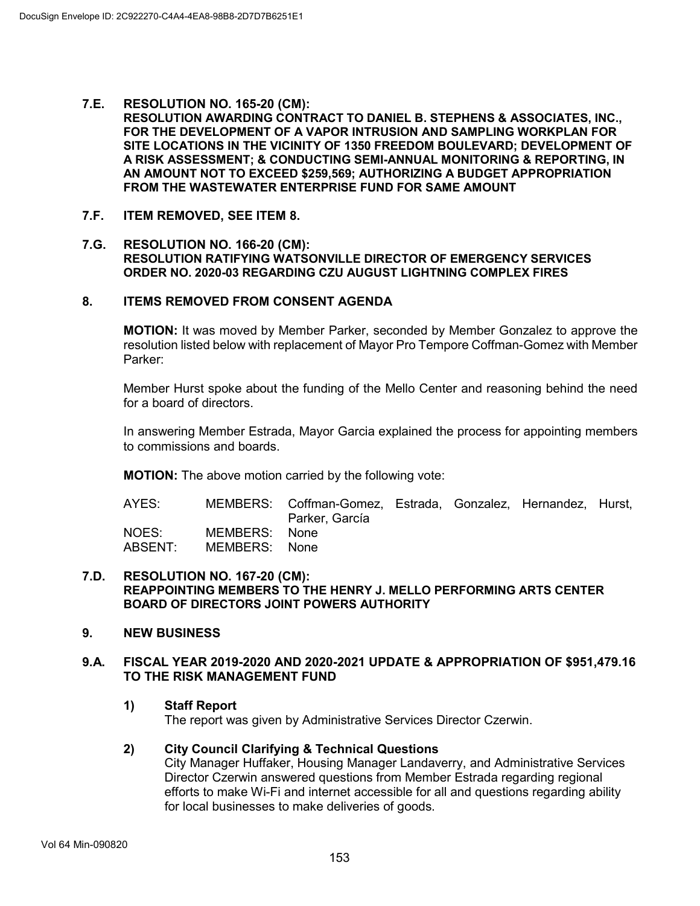### 7.E. RESOLUTION NO. 165-20 (CM):
**RESOLUTION AWARDING CONTRACT TO DANIEL B. STEPHENS & ASSOCIATES, INC., FOR THE DEVELOPMENT OF A VAPOR INTRUSION AND SAMPLING WORKPLAN FOR SITE LOCATIONS IN THE VICINITY OF 1350 FREEDOM BOULEVARD; DEVELOPMENT OF A RISK ASSESSMENT; & CONDUCTING SEMI-ANNUAL MONITORING & REPORTING, IN AN AMOUNT NOT TO EXCEED $259,569; AUTHORIZING A BUDGET APPROPRIATION FROM THE WASTEWATER ENTERPRISE FUND FOR SAME AMOUNT**

### 7.F. ITEM REMOVED, SEE ITEM 8.

### 7.G. RESOLUTION NO. 166-20 (CM):
**RESOLUTION RATIFYING WATSONVILLE DIRECTOR OF EMERGENCY SERVICES ORDER NO. 2020-03 REGARDING CZU AUGUST LIGHTNING COMPLEX FIRES**

## 8. ITEMS REMOVED FROM CONSENT AGENDA

**MOTION:** It was moved by Member Parker, seconded by Member Gonzalez to approve the resolution listed below with replacement of Mayor Pro Tempore Coffman-Gomez with Member Parker:

Member Hurst spoke about the funding of the Mello Center and reasoning behind the need for a board of directors.

In answering Member Estrada, Mayor Garcia explained the process for appointing members to commissions and boards.

**MOTION:** The above motion carried by the following vote:

| | | |
|---|---|---|
| AYES: | MEMBERS: | Coffman-Gomez, Estrada, Gonzalez, Hernandez, Hurst, Parker, García |
| NOES: | MEMBERS: | None |
| ABSENT: | MEMBERS: | None |

### 7.D. RESOLUTION NO. 167-20 (CM):
**REAPPOINTING MEMBERS TO THE HENRY J. MELLO PERFORMING ARTS CENTER BOARD OF DIRECTORS JOINT POWERS AUTHORITY**

## 9. NEW BUSINESS

### 9.A. FISCAL YEAR 2019-2020 AND 2020-2021 UPDATE & APPROPRIATION OF $951,479.16 TO THE RISK MANAGEMENT FUND

1) **Staff Report**
   The report was given by Administrative Services Director Czerwin.

2) **City Council Clarifying & Technical Questions**
   City Manager Huffaker, Housing Manager Landaverry, and Administrative Services Director Czerwin answered questions from Member Estrada regarding regional efforts to make Wi-Fi and internet accessible for all and questions regarding ability for local businesses to make deliveries of goods.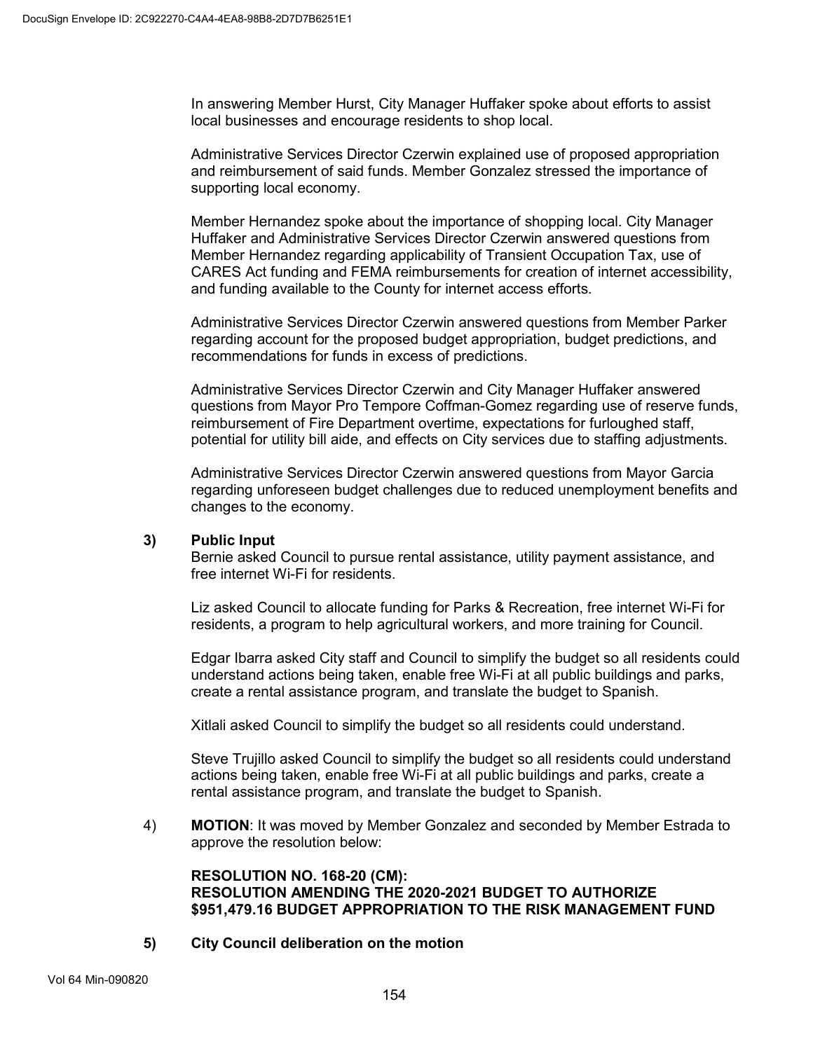In answering Member Hurst, City Manager Huffaker spoke about efforts to assist local businesses and encourage residents to shop local.

Administrative Services Director Czerwin explained use of proposed appropriation and reimbursement of said funds. Member Gonzalez stressed the importance of supporting local economy.

Member Hernandez spoke about the importance of shopping local. City Manager Huffaker and Administrative Services Director Czerwin answered questions from Member Hernandez regarding applicability of Transient Occupation Tax, use of CARES Act funding and FEMA reimbursements for creation of internet accessibility, and funding available to the County for internet access efforts.

Administrative Services Director Czerwin answered questions from Member Parker regarding account for the proposed budget appropriation, budget predictions, and recommendations for funds in excess of predictions.

Administrative Services Director Czerwin and City Manager Huffaker answered questions from Mayor Pro Tempore Coffman-Gomez regarding use of reserve funds, reimbursement of Fire Department overtime, expectations for furloughed staff, potential for utility bill aide, and effects on City services due to staffing adjustments.

Administrative Services Director Czerwin answered questions from Mayor Garcia regarding unforeseen budget challenges due to reduced unemployment benefits and changes to the economy.

**3) Public Input**

Bernie asked Council to pursue rental assistance, utility payment assistance, and free internet Wi-Fi for residents.

Liz asked Council to allocate funding for Parks & Recreation, free internet Wi-Fi for residents, a program to help agricultural workers, and more training for Council.

Edgar Ibarra asked City staff and Council to simplify the budget so all residents could understand actions being taken, enable free Wi-Fi at all public buildings and parks, create a rental assistance program, and translate the budget to Spanish.

Xitlali asked Council to simplify the budget so all residents could understand.

Steve Trujillo asked Council to simplify the budget so all residents could understand actions being taken, enable free Wi-Fi at all public buildings and parks, create a rental assistance program, and translate the budget to Spanish.

4) **MOTION**: It was moved by Member Gonzalez and seconded by Member Estrada to approve the resolution below:

**RESOLUTION NO. 168-20 (CM):**
**RESOLUTION AMENDING THE 2020-2021 BUDGET TO AUTHORIZE $951,479.16 BUDGET APPROPRIATION TO THE RISK MANAGEMENT FUND**

**5) City Council deliberation on the motion**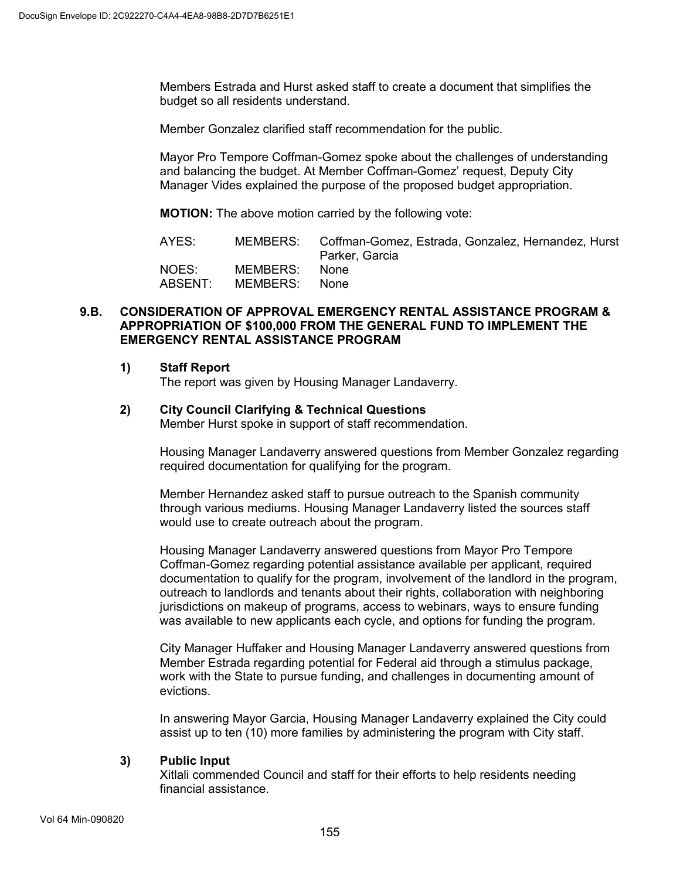Members Estrada and Hurst asked staff to create a document that simplifies the budget so all residents understand.

Member Gonzalez clarified staff recommendation for the public.

Mayor Pro Tempore Coffman-Gomez spoke about the challenges of understanding and balancing the budget. At Member Coffman-Gomez' request, Deputy City Manager Vides explained the purpose of the proposed budget appropriation.

**MOTION:** The above motion carried by the following vote:

| | | |
|---|---|---|
| AYES: | MEMBERS: | Coffman-Gomez, Estrada, Gonzalez, Hernandez, Hurst Parker, Garcia |
| NOES: | MEMBERS: | None |
| ABSENT: | MEMBERS: | None |

### 9.B. CONSIDERATION OF APPROVAL EMERGENCY RENTAL ASSISTANCE PROGRAM & APPROPRIATION OF $100,000 FROM THE GENERAL FUND TO IMPLEMENT THE EMERGENCY RENTAL ASSISTANCE PROGRAM

**1) Staff Report**

The report was given by Housing Manager Landaverry.

**2) City Council Clarifying & Technical Questions**

Member Hurst spoke in support of staff recommendation.

Housing Manager Landaverry answered questions from Member Gonzalez regarding required documentation for qualifying for the program.

Member Hernandez asked staff to pursue outreach to the Spanish community through various mediums. Housing Manager Landaverry listed the sources staff would use to create outreach about the program.

Housing Manager Landaverry answered questions from Mayor Pro Tempore Coffman-Gomez regarding potential assistance available per applicant, required documentation to qualify for the program, involvement of the landlord in the program, outreach to landlords and tenants about their rights, collaboration with neighboring jurisdictions on makeup of programs, access to webinars, ways to ensure funding was available to new applicants each cycle, and options for funding the program.

City Manager Huffaker and Housing Manager Landaverry answered questions from Member Estrada regarding potential for Federal aid through a stimulus package, work with the State to pursue funding, and challenges in documenting amount of evictions.

In answering Mayor Garcia, Housing Manager Landaverry explained the City could assist up to ten (10) more families by administering the program with City staff.

**3) Public Input**

Xitlali commended Council and staff for their efforts to help residents needing financial assistance.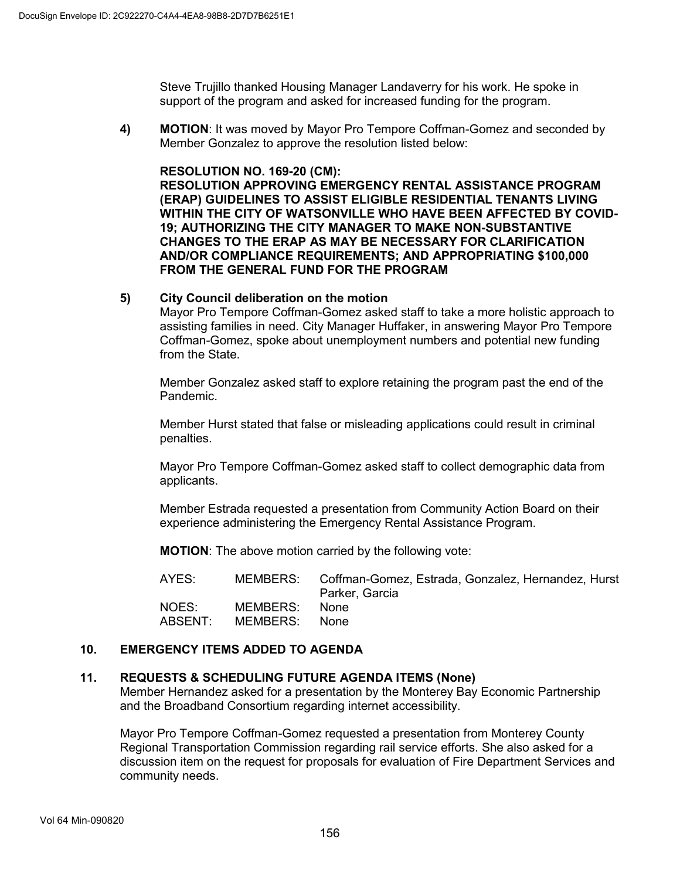Steve Trujillo thanked Housing Manager Landaverry for his work. He spoke in support of the program and asked for increased funding for the program.

4) **MOTION**: It was moved by Mayor Pro Tempore Coffman-Gomez and seconded by Member Gonzalez to approve the resolution listed below:

**RESOLUTION NO. 169-20 (CM):**
**RESOLUTION APPROVING EMERGENCY RENTAL ASSISTANCE PROGRAM (ERAP) GUIDELINES TO ASSIST ELIGIBLE RESIDENTIAL TENANTS LIVING WITHIN THE CITY OF WATSONVILLE WHO HAVE BEEN AFFECTED BY COVID-19; AUTHORIZING THE CITY MANAGER TO MAKE NON-SUBSTANTIVE CHANGES TO THE ERAP AS MAY BE NECESSARY FOR CLARIFICATION AND/OR COMPLIANCE REQUIREMENTS; AND APPROPRIATING $100,000 FROM THE GENERAL FUND FOR THE PROGRAM**

5) **City Council deliberation on the motion**
Mayor Pro Tempore Coffman-Gomez asked staff to take a more holistic approach to assisting families in need. City Manager Huffaker, in answering Mayor Pro Tempore Coffman-Gomez, spoke about unemployment numbers and potential new funding from the State.

Member Gonzalez asked staff to explore retaining the program past the end of the Pandemic.

Member Hurst stated that false or misleading applications could result in criminal penalties.

Mayor Pro Tempore Coffman-Gomez asked staff to collect demographic data from applicants.

Member Estrada requested a presentation from Community Action Board on their experience administering the Emergency Rental Assistance Program.

**MOTION**: The above motion carried by the following vote:

| | | |
|---|---|---|
| AYES: | MEMBERS: | Coffman-Gomez, Estrada, Gonzalez, Hernandez, Hurst Parker, Garcia |
| NOES: | MEMBERS: | None |
| ABSENT: | MEMBERS: | None |

## 10. EMERGENCY ITEMS ADDED TO AGENDA

## 11. REQUESTS & SCHEDULING FUTURE AGENDA ITEMS (None)

Member Hernandez asked for a presentation by the Monterey Bay Economic Partnership and the Broadband Consortium regarding internet accessibility.

Mayor Pro Tempore Coffman-Gomez requested a presentation from Monterey County Regional Transportation Commission regarding rail service efforts. She also asked for a discussion item on the request for proposals for evaluation of Fire Department Services and community needs.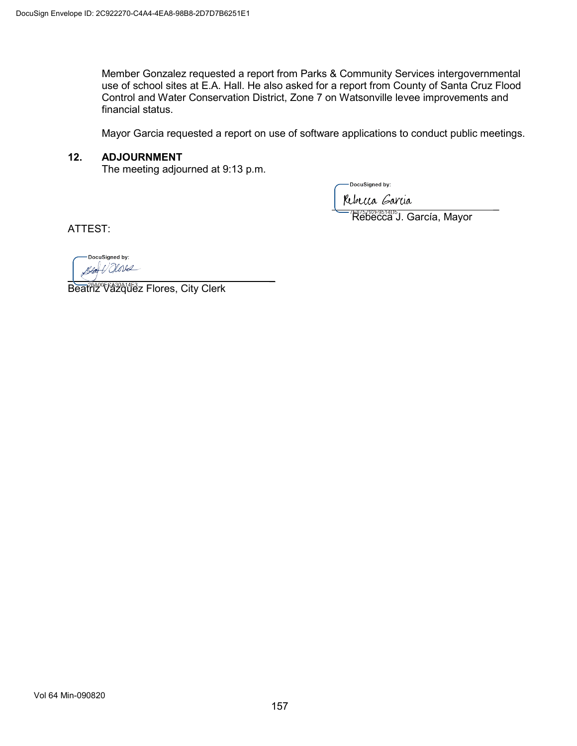Member Gonzalez requested a report from Parks & Community Services intergovernmental use of school sites at E.A. Hall. He also asked for a report from County of Santa Cruz Flood Control and Water Conservation District, Zone 7 on Watsonville levee improvements and financial status.

Mayor Garcia requested a report on use of software applications to conduct public meetings.

## 12. ADJOURNMENT

The meeting adjourned at 9:13 p.m.

DocuSigned by:
Rebecca Garcia
7E875792E9514D5

Rebecca J. García, Mayor

ATTEST:

DocuSigned by:
26A00FCA30A14F3

Beatriz Vázquez Flores, City Clerk

Vol 64 Min-090820